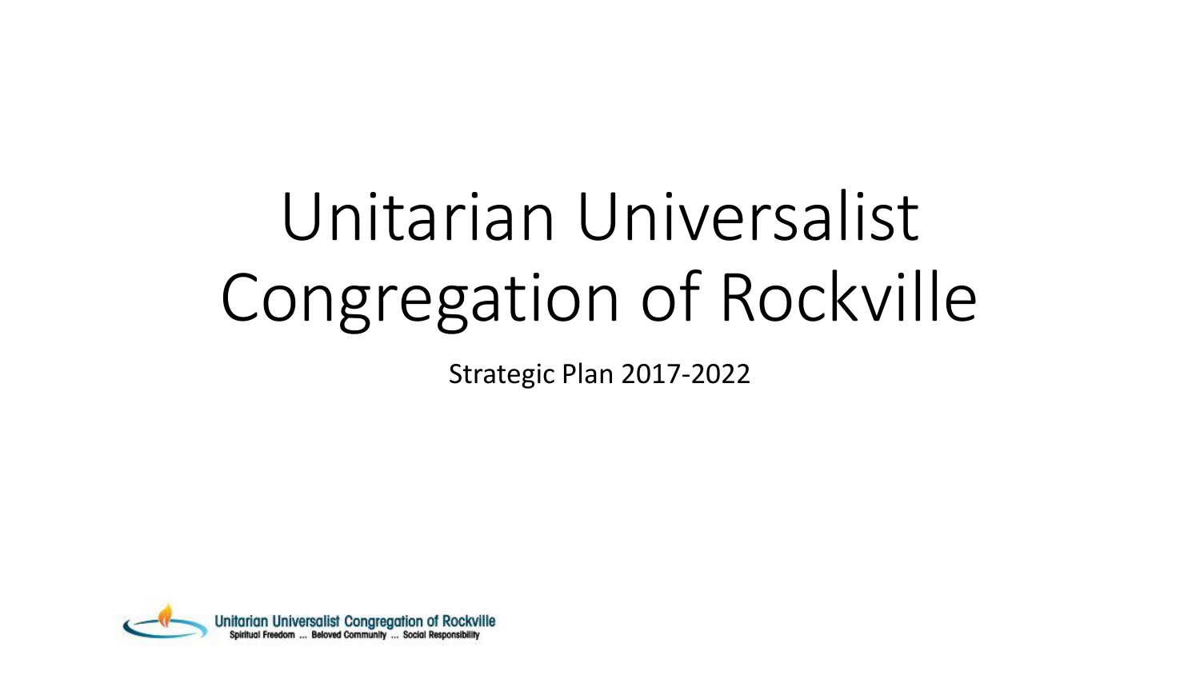# Unitarian Universalist Congregation of Rockville

Strategic Plan 2017-2022

Unitarian Universalist Congregation of Rockville
Spiritual Freedom ... Beloved Community ... Social Responsibility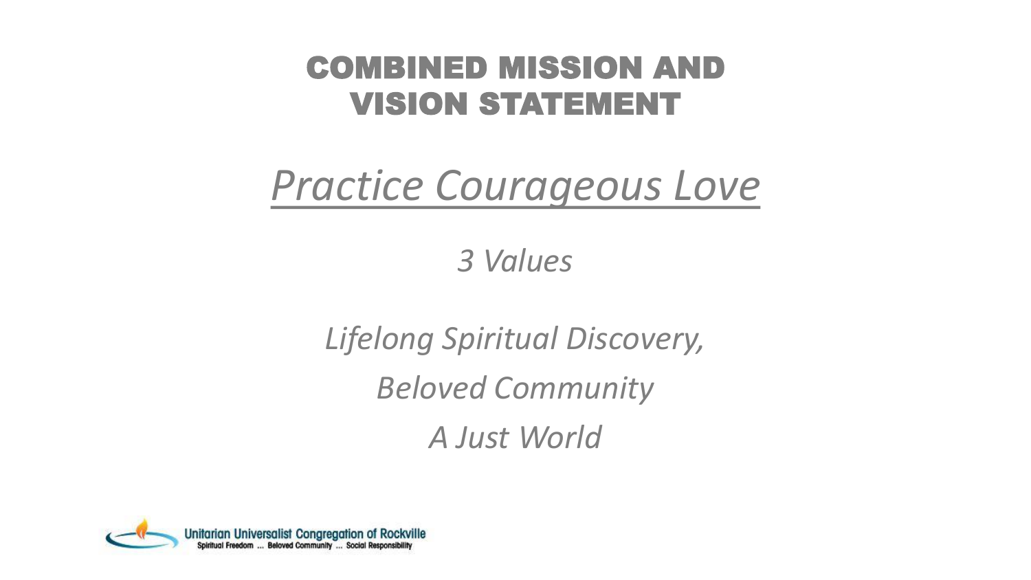# COMBINED MISSION AND VISION STATEMENT

## *Practice Courageous Love*

*3 Values*

*Lifelong Spiritual Discovery,*

*Beloved Community*

*A Just World*

Unitarian Universalist Congregation of Rockville
Spiritual Freedom ... Beloved Community ... Social Responsibility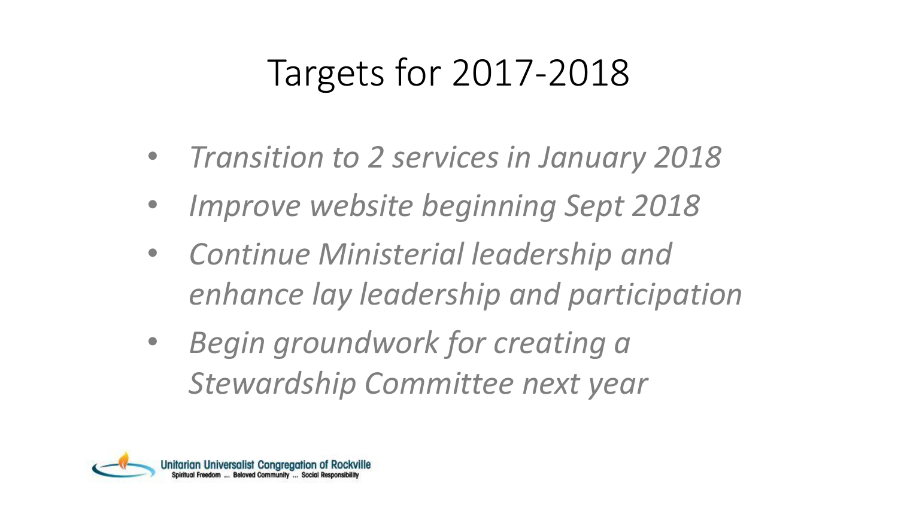# Targets for 2017-2018

- *Transition to 2 services in January 2018*
- *Improve website beginning Sept 2018*
- *Continue Ministerial leadership and enhance lay leadership and participation*
- *Begin groundwork for creating a Stewardship Committee next year*

Unitarian Universalist Congregation of Rockville
Spiritual Freedom ... Beloved Community ... Social Responsibility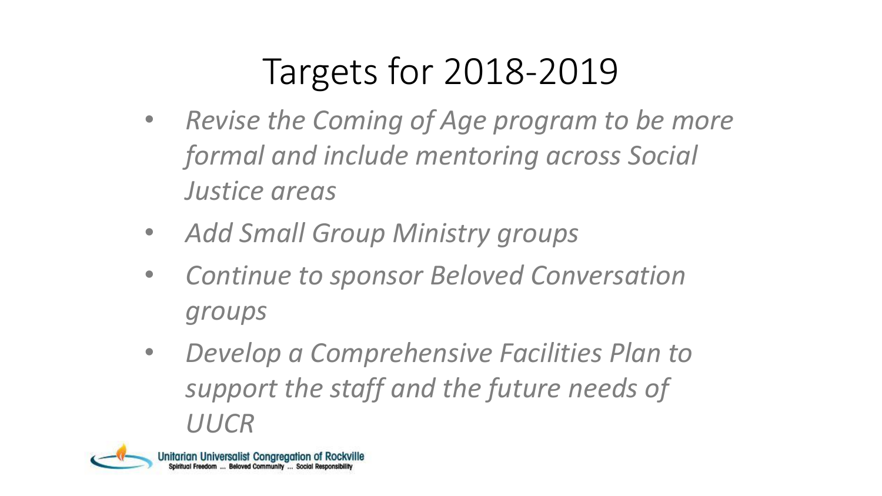# Targets for 2018-2019

- *Revise the Coming of Age program to be more formal and include mentoring across Social Justice areas*
- *Add Small Group Ministry groups*
- *Continue to sponsor Beloved Conversation groups*
- *Develop a Comprehensive Facilities Plan to support the staff and the future needs of UUCR*

Unitarian Universalist Congregation of Rockville
Spiritual Freedom ... Beloved Community ... Social Responsibility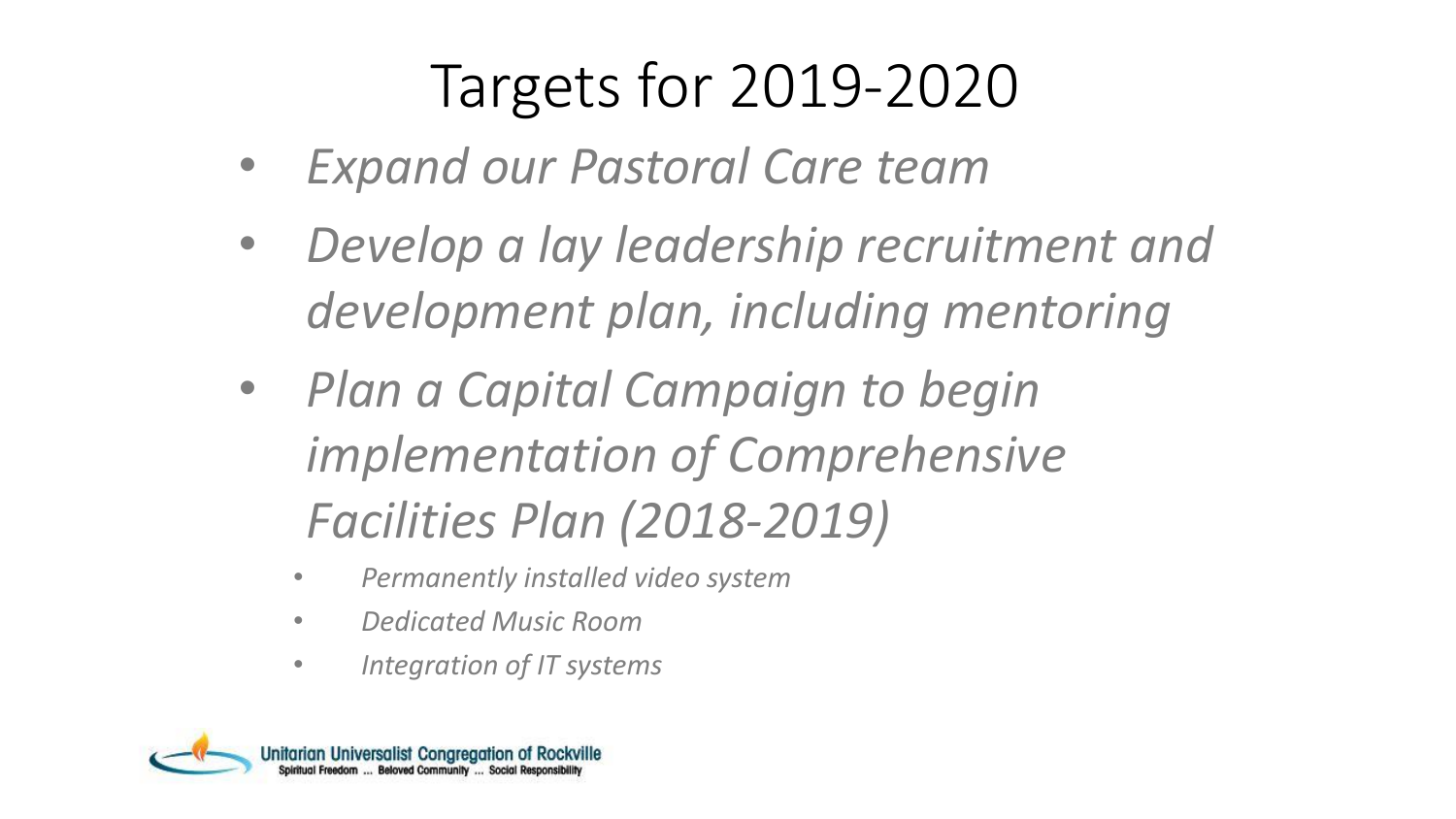# Targets for 2019-2020

- *Expand our Pastoral Care team*
- *Develop a lay leadership recruitment and development plan, including mentoring*
- *Plan a Capital Campaign to begin implementation of Comprehensive Facilities Plan (2018-2019)*
    - *Permanently installed video system*
    - *Dedicated Music Room*
    - *Integration of IT systems*

Unitarian Universalist Congregation of Rockville
Spiritual Freedom ... Beloved Community ... Social Responsibility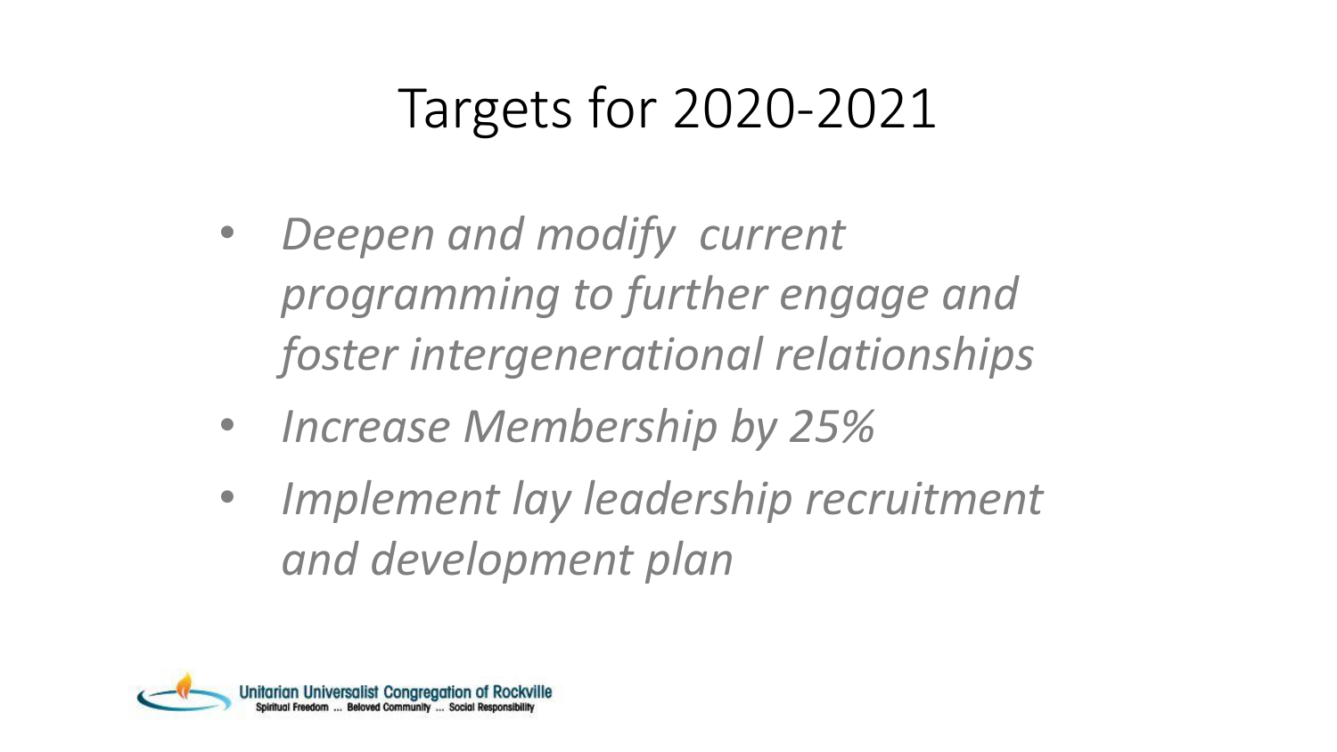# Targets for 2020-2021

- *Deepen and modify current programming to further engage and foster intergenerational relationships*
- *Increase Membership by 25%*
- *Implement lay leadership recruitment and development plan*

Unitarian Universalist Congregation of Rockville
Spiritual Freedom ... Beloved Community ... Social Responsibility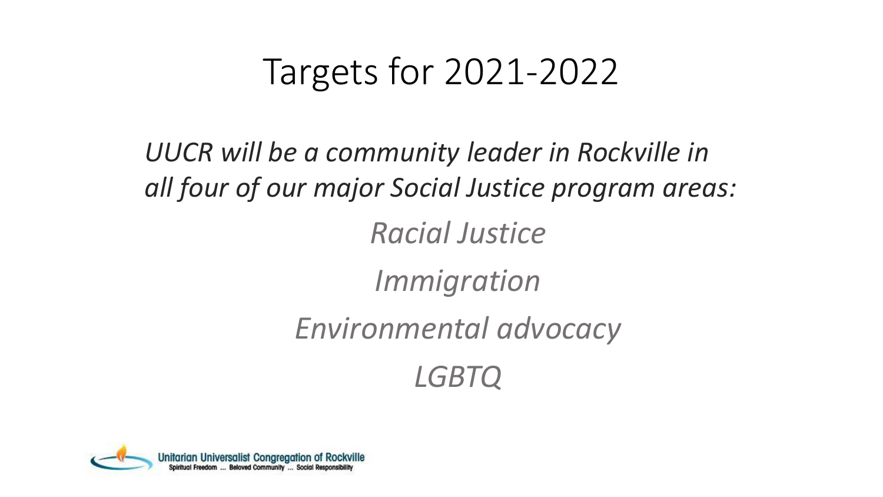# Targets for 2021-2022

*UUCR will be a community leader in Rockville in all four of our major Social Justice program areas:*

*Racial Justice*

*Immigration*

*Environmental advocacy*

*LGBTQ*

Unitarian Universalist Congregation of Rockville
Spiritual Freedom ... Beloved Community ... Social Responsibility